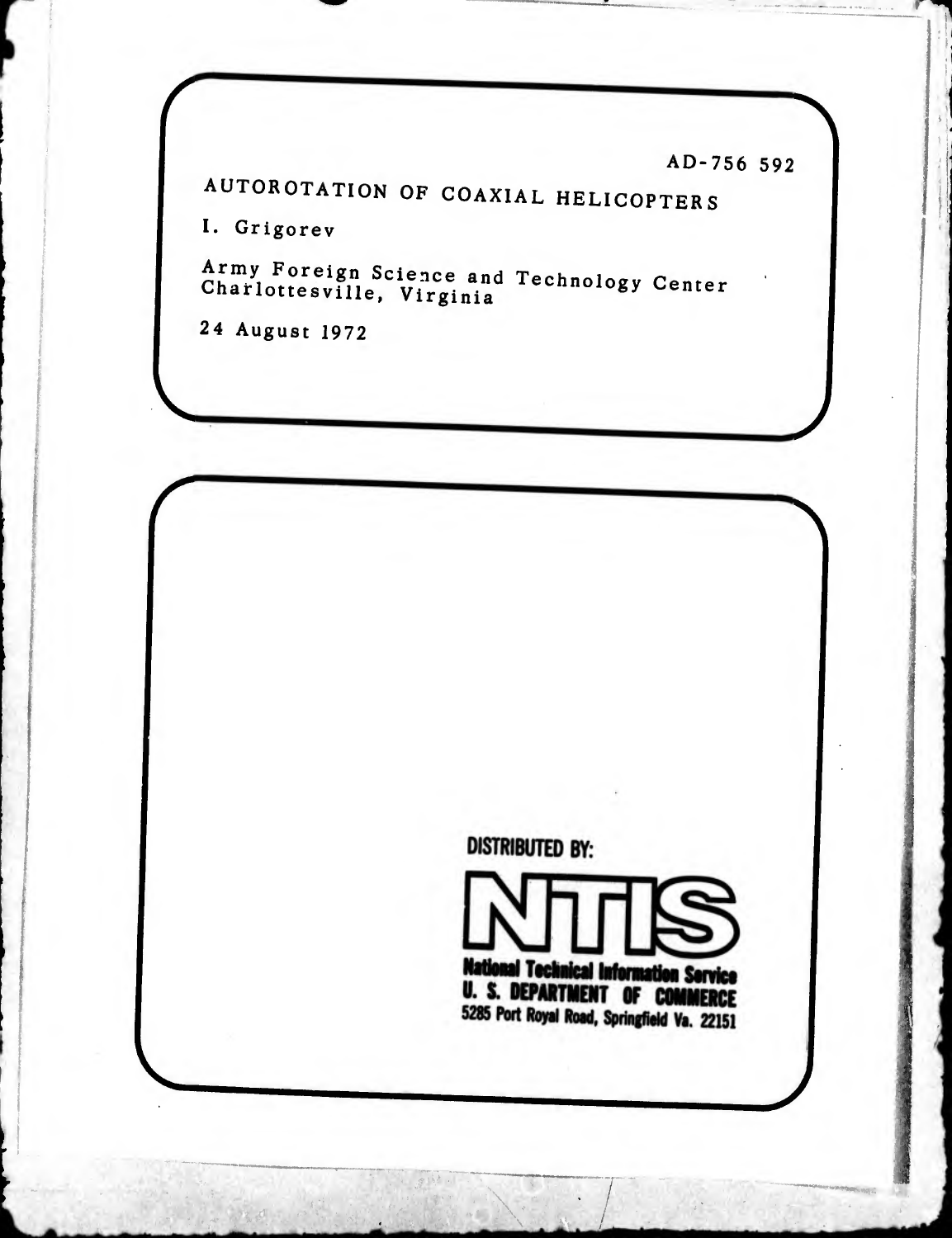AD-756 592

# AUTOROTATION OF COAXIAL HELICOPTERS

I. Grigorev

Army Foreign Science and Technology Center
Charlottesville, Virginia

24 August 1972

DISTRIBUTED BY:

**NTIS**

**National Technical Information Service**
**U. S. DEPARTMENT OF COMMERCE**
**5285 Port Royal Road, Springfield Va. 22151**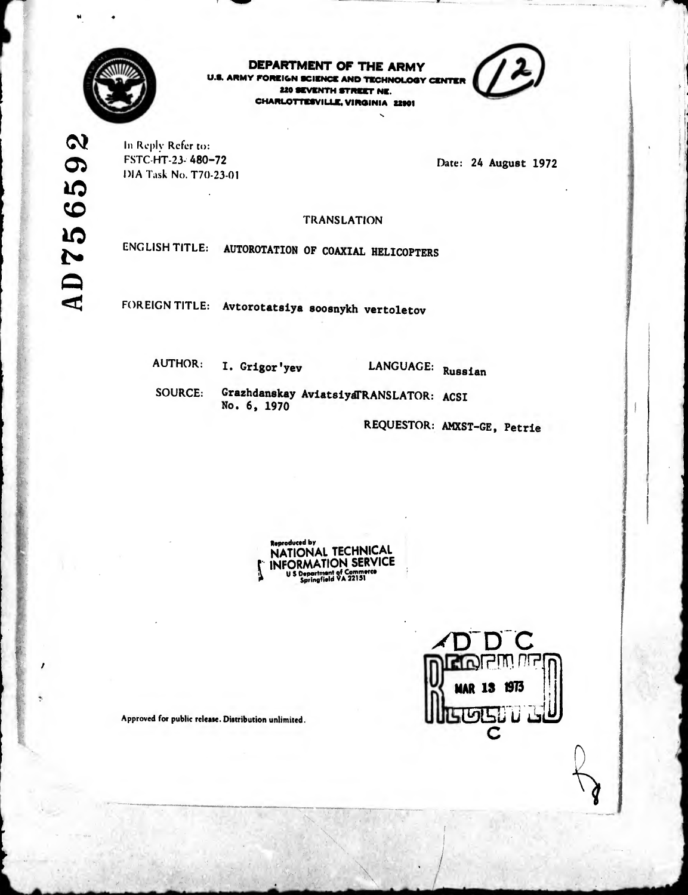**DEPARTMENT OF THE ARMY**
**U.S. ARMY FOREIGN SCIENCE AND TECHNOLOGY CENTER**
**220 SEVENTH STREET NE.**
**CHARLOTTESVILLE, VIRGINIA 22901**

(12)

AD756592

In Reply Refer to:
FSTC-HT-23- 480-72
DIA Task No. T70-23-01

Date: 24 August 1972

TRANSLATION

ENGLISH TITLE: AUTOROTATION OF COAXIAL HELICOPTERS

FOREIGN TITLE: Avtorotatsiya soosnykh vertoletov

AUTHOR: I. Grigor'yev

LANGUAGE: Russian

SOURCE: Grazhdanskay Aviatsiya No. 6, 1970

TRANSLATOR: ACSI

REQUESTOR: AMXST-GE, Petrie

Reproduced by
NATIONAL TECHNICAL INFORMATION SERVICE
U S Department of Commerce
Springfield VA 22151

DDC
RECEIVED
MAR 13 1973
C

Approved for public release. Distribution unlimited.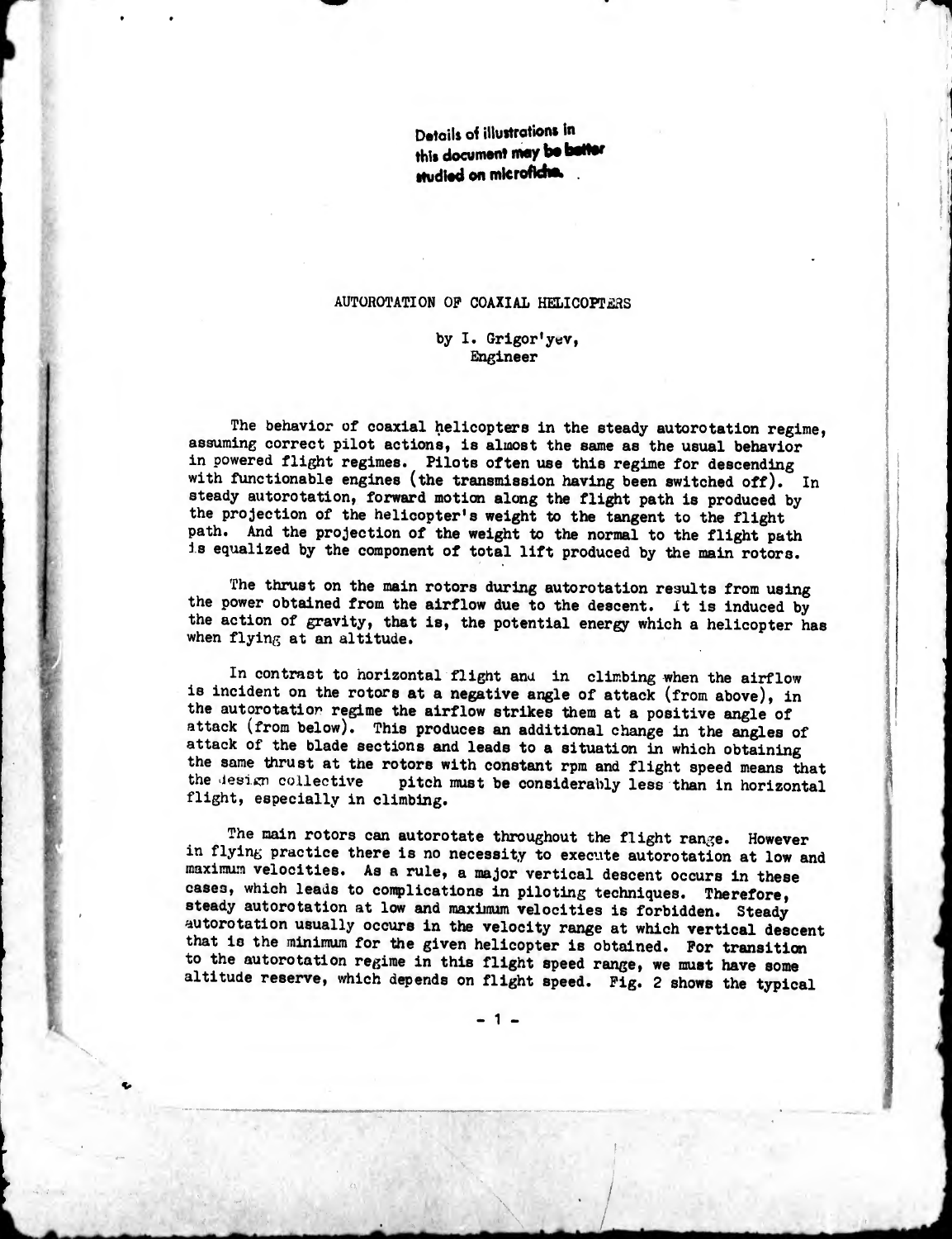Details of illustrations in this document may be better studied on microfiche.

# AUTOROTATION OF COAXIAL HELICOPTERS

by I. Grigor'yev,
Engineer

The behavior of coaxial helicopters in the steady autorotation regime, assuming correct pilot actions, is almost the same as the usual behavior in powered flight regimes. Pilots often use this regime for descending with functionable engines (the transmission having been switched off). In steady autorotation, forward motion along the flight path is produced by the projection of the helicopter's weight to the tangent to the flight path. And the projection of the weight to the normal to the flight path is equalized by the component of total lift produced by the main rotors.

The thrust on the main rotors during autorotation results from using the power obtained from the airflow due to the descent. It is induced by the action of gravity, that is, the potential energy which a helicopter has when flying at an altitude.

In contrast to horizontal flight and in climbing when the airflow is incident on the rotors at a negative angle of attack (from above), in the autorotation regime the airflow strikes them at a positive angle of attack (from below). This produces an additional change in the angles of attack of the blade sections and leads to a situation in which obtaining the same thrust at the rotors with constant rpm and flight speed means that the design collective pitch must be considerably less than in horizontal flight, especially in climbing.

The main rotors can autorotate throughout the flight range. However in flying practice there is no necessity to execute autorotation at low and maximum velocities. As a rule, a major vertical descent occurs in these cases, which leads to complications in piloting techniques. Therefore, steady autorotation at low and maximum velocities is forbidden. Steady autorotation usually occurs in the velocity range at which vertical descent that is the minimum for the given helicopter is obtained. For transition to the autorotation regime in this flight speed range, we must have some altitude reserve, which depends on flight speed. Fig. 2 shows the typical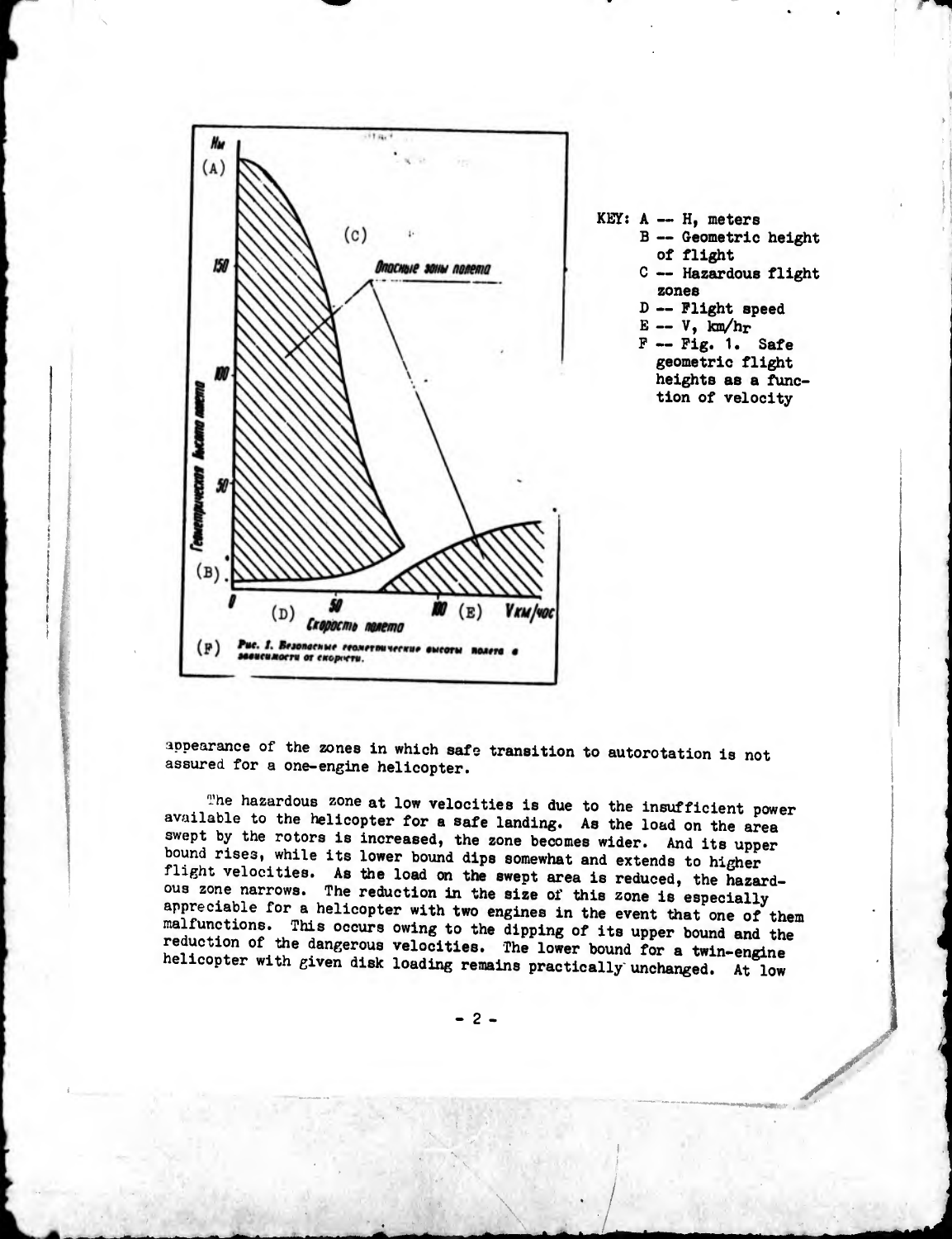KEY: A -- H, meters
B -- Geometric height of flight
C -- Hazardous flight zones
D -- Flight speed
E -- V, km/hr
F -- Fig. 1. Safe geometric flight heights as a function of velocity

appearance of the zones in which safe transition to autorotation is not assured for a one-engine helicopter.

The hazardous zone at low velocities is due to the insufficient power available to the helicopter for a safe landing. As the load on the area swept by the rotors is increased, the zone becomes wider. And its upper bound rises, while its lower bound dips somewhat and extends to higher flight velocities. As the load on the swept area is reduced, the hazardous zone narrows. The reduction in the size of this zone is especially appreciable for a helicopter with two engines in the event that one of them malfunctions. This occurs owing to the dipping of its upper bound and the reduction of the dangerous velocities. The lower bound for a twin-engine helicopter with given disk loading remains practically unchanged. At low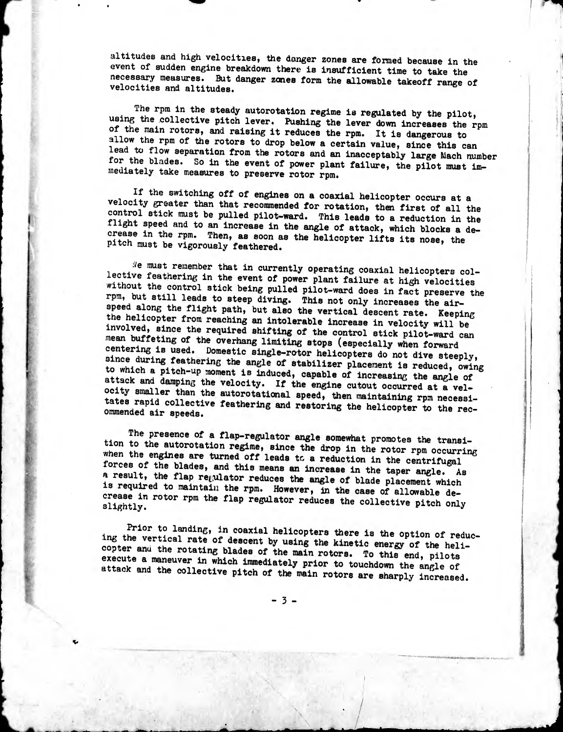altitudes and high velocities, the danger zones are formed because in the event of sudden engine breakdown there is insufficient time to take the necessary measures. But danger zones form the allowable takeoff range of velocities and altitudes.

The rpm in the steady autorotation regime is regulated by the pilot, using the collective pitch lever. Pushing the lever down increases the rpm of the main rotors, and raising it reduces the rpm. It is dangerous to allow the rpm of the rotors to drop below a certain value, since this can lead to flow separation from the rotors and an inacceptably large Mach number for the blades. So in the event of power plant failure, the pilot must immediately take measures to preserve rotor rpm.

If the switching off of engines on a coaxial helicopter occurs at a velocity greater than that recommended for rotation, then first of all the control stick must be pulled pilot-ward. This leads to a reduction in the flight speed and to an increase in the angle of attack, which blocks a decrease in the rpm. Then, as soon as the helicopter lifts its nose, the pitch must be vigorously feathered.

We must remember that in currently operating coaxial helicopters collective feathering in the event of power plant failure at high velocities without the control stick being pulled pilot-ward does in fact preserve the rpm, but still leads to steep diving. This not only increases the airspeed along the flight path, but also the vertical descent rate. Keeping the helicopter from reaching an intolerable increase in velocity will be involved, since the required shifting of the control stick pilot-ward can mean buffeting of the overhang limiting stops (especially when forward centering is used. Domestic single-rotor helicopters do not dive steeply, since during feathering the angle of stabilizer placement is reduced, owing to which a pitch-up moment is induced, capable of increasing the angle of attack and damping the velocity. If the engine cutout occurred at a velocity smaller than the autorotational speed, then maintaining rpm necessitates rapid collective feathering and restoring the helicopter to the recommended air speeds.

The presence of a flap-regulator angle somewhat promotes the transition to the autorotation regime, since the drop in the rotor rpm occurring when the engines are turned off leads to a reduction in the centrifugal forces of the blades, and this means an increase in the taper angle. As a result, the flap regulator reduces the angle of blade placement which is required to maintain the rpm. However, in the case of allowable decrease in rotor rpm the flap regulator reduces the collective pitch only slightly.

Prior to landing, in coaxial helicopters there is the option of reducing the vertical rate of descent by using the kinetic energy of the helicopter and the rotating blades of the main rotors. To this end, pilots execute a maneuver in which immediately prior to touchdown the angle of attack and the collective pitch of the main rotors are sharply increased.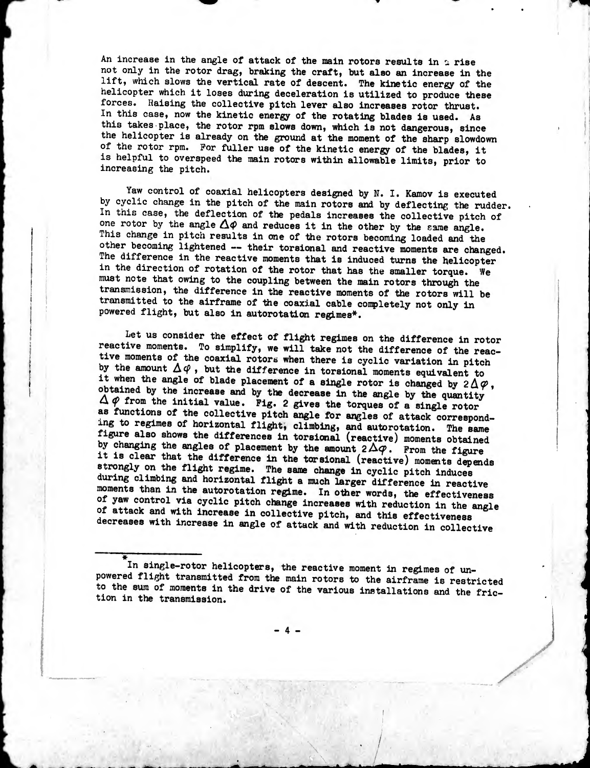An increase in the angle of attack of the main rotors results in a rise not only in the rotor drag, braking the craft, but also an increase in the lift, which slows the vertical rate of descent. The kinetic energy of the helicopter which it loses during deceleration is utilized to produce these forces. Raising the collective pitch lever also increases rotor thrust. In this case, now the kinetic energy of the rotating blades is used. As this takes place, the rotor rpm slows down, which is not dangerous, since the helicopter is already on the ground at the moment of the sharp slowdown of the rotor rpm. For fuller use of the kinetic energy of the blades, it is helpful to overspeed the main rotors within allowable limits, prior to increasing the pitch.

Yaw control of coaxial helicopters designed by N. I. Kamov is executed by cyclic change in the pitch of the main rotors and by deflecting the rudder. In this case, the deflection of the pedals increases the collective pitch of one rotor by the angle $\Delta\varphi$ and reduces it in the other by the same angle. This change in pitch results in one of the rotors becoming loaded and the other becoming lightened -- their torsional and reactive moments are changed. The difference in the reactive moments that is induced turns the helicopter in the direction of rotation of the rotor that has the smaller torque. We must note that owing to the coupling between the main rotors through the transmission, the difference in the reactive moments of the rotors will be transmitted to the airframe of the coaxial cable completely not only in powered flight, but also in autorotation regimes*.

Let us consider the effect of flight regimes on the difference in rotor reactive moments. To simplify, we will take not the difference of the reactive moments of the coaxial rotors when there is cyclic variation in pitch by the amount $\Delta\varphi$, but the difference in torsional moments equivalent to it when the angle of blade placement of a single rotor is changed by $2\Delta\varphi$, obtained by the increase and by the decrease in the angle by the quantity $\Delta\varphi$ from the initial value. Fig. 2 gives the torques of a single rotor as functions of the collective pitch angle for angles of attack corresponding to regimes of horizontal flight, climbing, and autorotation. The same figure also shows the differences in torsional (reactive) moments obtained by changing the angles of placement by the amount $2\Delta\varphi$. From the figure it is clear that the difference in the torsional (reactive) moments depends strongly on the flight regime. The same change in cyclic pitch induces during climbing and horizontal flight a much larger difference in reactive moments than in the autorotation regime. In other words, the effectiveness of yaw control via cyclic pitch change increases with reduction in the angle of attack and with increase in collective pitch, and this effectiveness decreases with increase in angle of attack and with reduction in collective

---

*In single-rotor helicopters, the reactive moment in regimes of unpowered flight transmitted from the main rotors to the airframe is restricted to the sum of moments in the drive of the various installations and the friction in the transmission.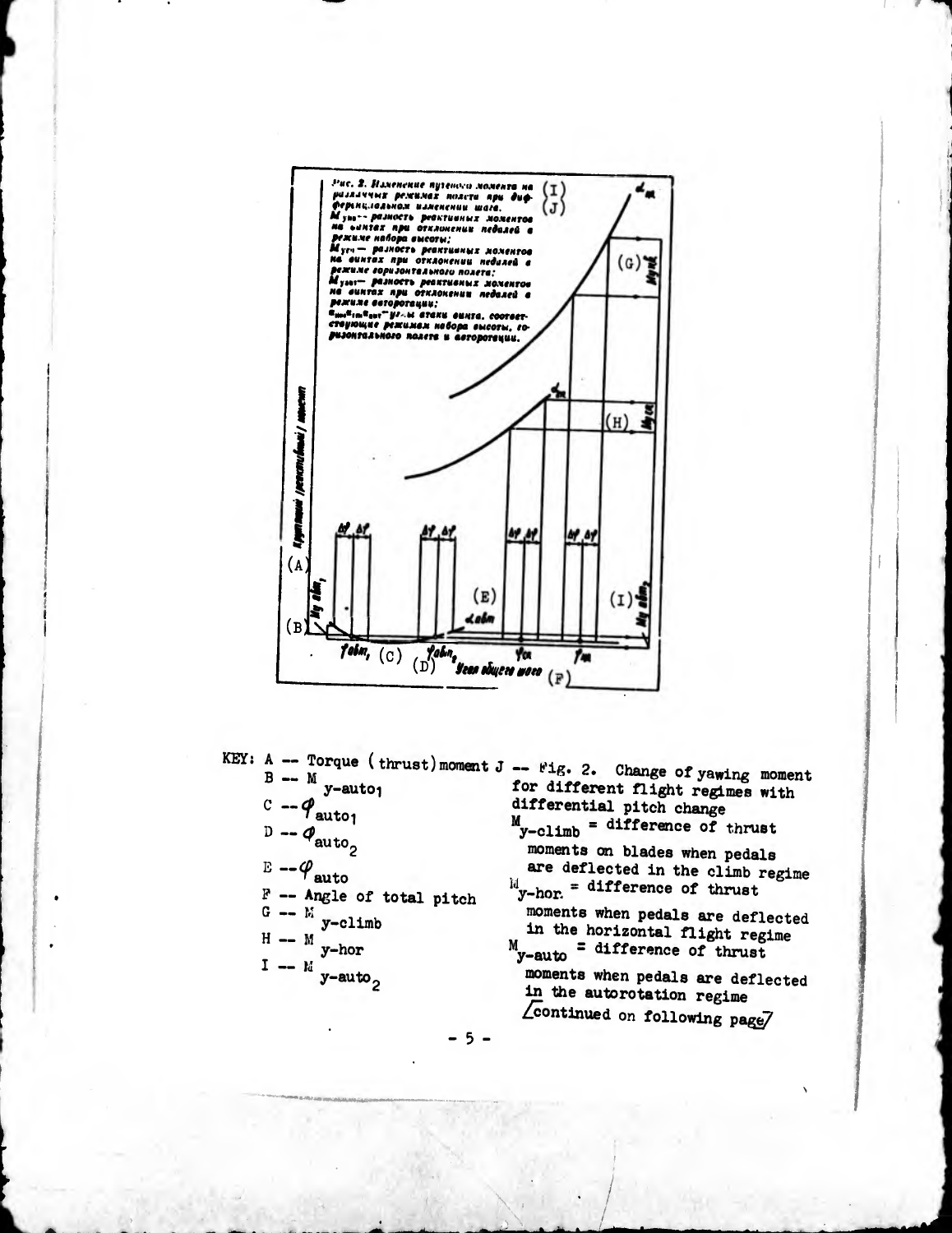KEY: A -- Torque (thrust) moment

B -- $M_{y\text{-auto}_1}$

C -- $\varphi_{auto_1}$

D -- $\varphi_{auto_2}$

E -- $\varphi_{auto}$

F -- Angle of total pitch

G -- $M_{y\text{-climb}}$

H -- $M_{y\text{-hor}}$

I -- $M_{y\text{-auto}_2}$

J -- Fig. 2. Change of yawing moment for different flight regimes with differential pitch change

$M_{y\text{-climb}}$ = difference of thrust moments on blades when pedals are deflected in the climb regime

$M_{y\text{-hor.}}$ = difference of thrust moments when pedals are deflected in the horizontal flight regime

$M_{y\text{-auto}}$ = difference of thrust moments when pedals are deflected in the autorotation regime

[continued on following page]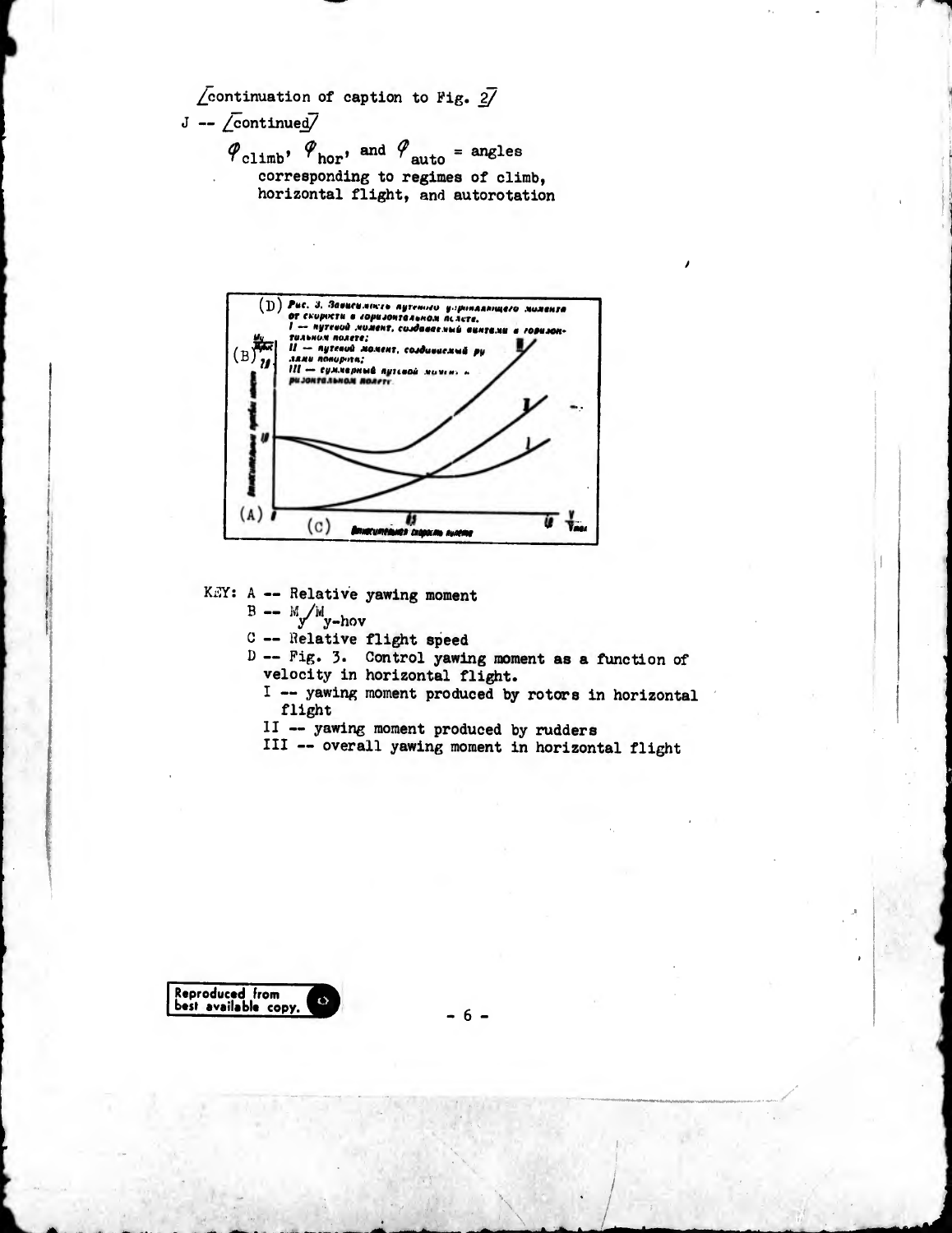[continuation of caption to Fig. 2]

J -- [continued]

$\varphi_{climb}$, $\varphi_{hor}$, and $\varphi_{auto}$ = angles corresponding to regimes of climb, horizontal flight, and autorotation

KEY: A -- Relative yawing moment

B -- $M_y/M_{y\text{-hov}}$

C -- Relative flight speed

D -- Fig. 3. Control yawing moment as a function of velocity in horizontal flight.

I -- yawing moment produced by rotors in horizontal flight

II -- yawing moment produced by rudders

III -- overall yawing moment in horizontal flight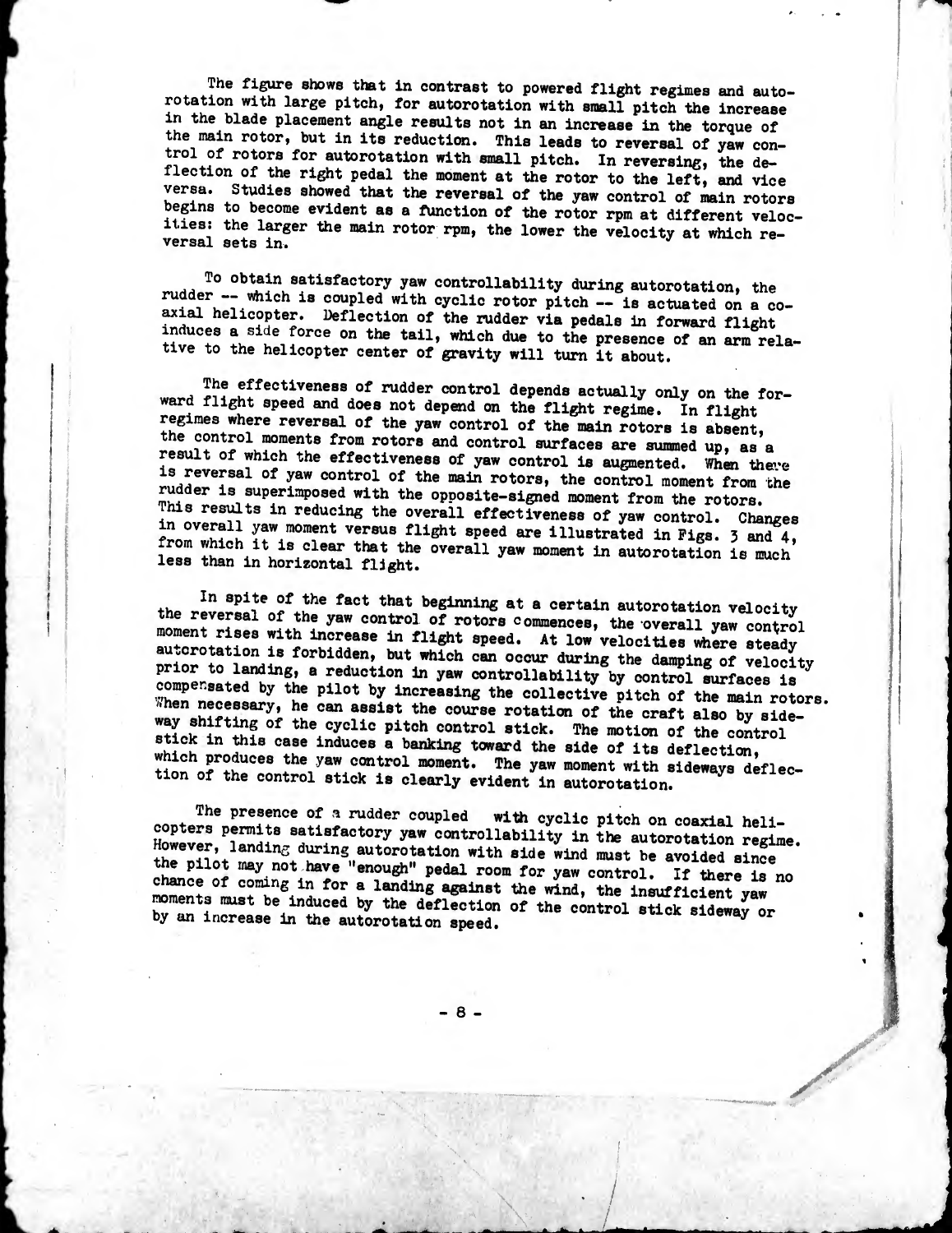The figure shows that in contrast to powered flight regimes and autorotation with large pitch, for autorotation with small pitch the increase in the blade placement angle results not in an increase in the torque of the main rotor, but in its reduction. This leads to reversal of yaw control of rotors for autorotation with small pitch. In reversing, the deflection of the right pedal the moment at the rotor to the left, and vice versa. Studies showed that the reversal of the yaw control of main rotors begins to become evident as a function of the rotor rpm at different velocities: the larger the main rotor rpm, the lower the velocity at which reversal sets in.

To obtain satisfactory yaw controllability during autorotation, the rudder -- which is coupled with cyclic rotor pitch -- is actuated on a coaxial helicopter. Deflection of the rudder via pedals in forward flight induces a side force on the tail, which due to the presence of an arm relative to the helicopter center of gravity will turn it about.

The effectiveness of rudder control depends actually only on the forward flight speed and does not depend on the flight regime. In flight regimes where reversal of the yaw control of the main rotors is absent, the control moments from rotors and control surfaces are summed up, as a result of which the effectiveness of yaw control is augmented. When there is reversal of yaw control of the main rotors, the control moment from the rudder is superimposed with the opposite-signed moment from the rotors. This results in reducing the overall effectiveness of yaw control. Changes in overall yaw moment versus flight speed are illustrated in Figs. 3 and 4, from which it is clear that the overall yaw moment in autorotation is much less than in horizontal flight.

In spite of the fact that beginning at a certain autorotation velocity the reversal of the yaw control of rotors commences, the overall yaw control moment rises with increase in flight speed. At low velocities where steady autorotation is forbidden, but which can occur during the damping of velocity prior to landing, a reduction in yaw controllability by control surfaces is compensated by the pilot by increasing the collective pitch of the main rotors. When necessary, he can assist the course rotation of the craft also by sideway shifting of the cyclic pitch control stick. The motion of the control stick in this case induces a banking toward the side of its deflection, which produces the yaw control moment. The yaw moment with sideways deflection of the control stick is clearly evident in autorotation.

The presence of a rudder coupled with cyclic pitch on coaxial helicopters permits satisfactory yaw controllability in the autorotation regime. However, landing during autorotation with side wind must be avoided since the pilot may not have "enough" pedal room for yaw control. If there is no chance of coming in for a landing against the wind, the insufficient yaw moments must be induced by the deflection of the control stick sideway or by an increase in the autorotation speed.